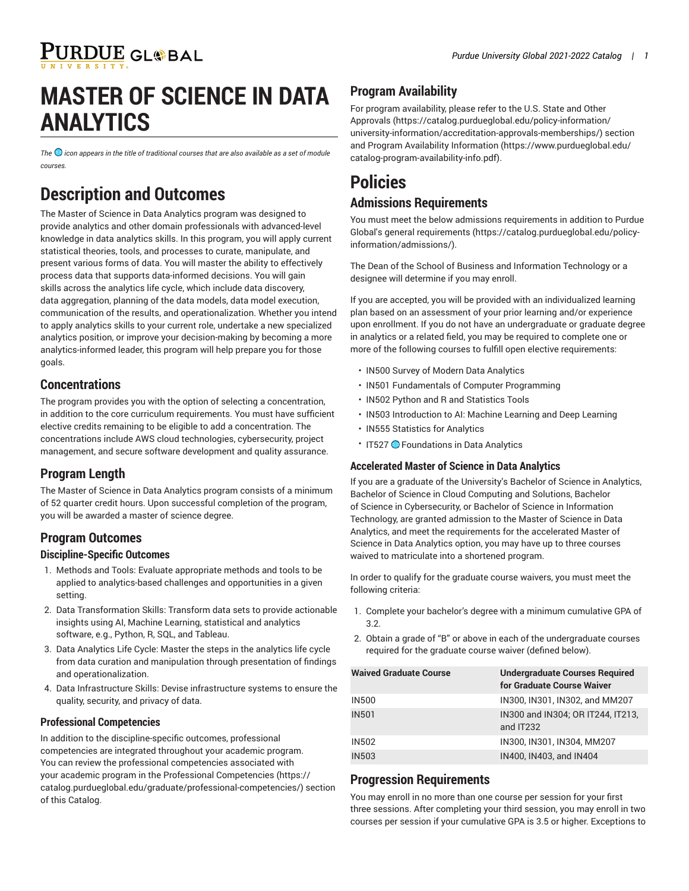# MASTER OF SCIENCE IN DATA ANALYTICS

*The 🌐 icon appears in the title of traditional courses that are also available as a set of module courses.*

# Description and Outcomes

The Master of Science in Data Analytics program was designed to provide analytics and other domain professionals with advanced-level knowledge in data analytics skills. In this program, you will apply current statistical theories, tools, and processes to curate, manipulate, and present various forms of data. You will master the ability to effectively process data that supports data-informed decisions. You will gain skills across the analytics life cycle, which include data discovery, data aggregation, planning of the data models, data model execution, communication of the results, and operationalization. Whether you intend to apply analytics skills to your current role, undertake a new specialized analytics position, or improve your decision-making by becoming a more analytics-informed leader, this program will help prepare you for those goals.

## Concentrations

The program provides you with the option of selecting a concentration, in addition to the core curriculum requirements. You must have sufficient elective credits remaining to be eligible to add a concentration. The concentrations include AWS cloud technologies, cybersecurity, project management, and secure software development and quality assurance.

## Program Length

The Master of Science in Data Analytics program consists of a minimum of 52 quarter credit hours. Upon successful completion of the program, you will be awarded a master of science degree.

## Program Outcomes

### Discipline-Specific Outcomes

1. Methods and Tools: Evaluate appropriate methods and tools to be applied to analytics-based challenges and opportunities in a given setting.
2. Data Transformation Skills: Transform data sets to provide actionable insights using AI, Machine Learning, statistical and analytics software, e.g., Python, R, SQL, and Tableau.
3. Data Analytics Life Cycle: Master the steps in the analytics life cycle from data curation and manipulation through presentation of findings and operationalization.
4. Data Infrastructure Skills: Devise infrastructure systems to ensure the quality, security, and privacy of data.

### Professional Competencies

In addition to the discipline-specific outcomes, professional competencies are integrated throughout your academic program. You can review the professional competencies associated with your academic program in the Professional Competencies (https://catalog.purdueglobal.edu/graduate/professional-competencies/) section of this Catalog.

## Program Availability

For program availability, please refer to the U.S. State and Other Approvals (https://catalog.purdueglobal.edu/policy-information/university-information/accreditation-approvals-memberships/) section and Program Availability Information (https://www.purdueglobal.edu/catalog-program-availability-info.pdf).

# Policies

## Admissions Requirements

You must meet the below admissions requirements in addition to Purdue Global's general requirements (https://catalog.purdueglobal.edu/policy-information/admissions/).

The Dean of the School of Business and Information Technology or a designee will determine if you may enroll.

If you are accepted, you will be provided with an individualized learning plan based on an assessment of your prior learning and/or experience upon enrollment. If you do not have an undergraduate or graduate degree in analytics or a related field, you may be required to complete one or more of the following courses to fulfill open elective requirements:

- IN500 Survey of Modern Data Analytics
- IN501 Fundamentals of Computer Programming
- IN502 Python and R and Statistics Tools
- IN503 Introduction to AI: Machine Learning and Deep Learning
- IN555 Statistics for Analytics
- IT527 🌐 Foundations in Data Analytics

### Accelerated Master of Science in Data Analytics

If you are a graduate of the University's Bachelor of Science in Analytics, Bachelor of Science in Cloud Computing and Solutions, Bachelor of Science in Cybersecurity, or Bachelor of Science in Information Technology, are granted admission to the Master of Science in Data Analytics, and meet the requirements for the accelerated Master of Science in Data Analytics option, you may have up to three courses waived to matriculate into a shortened program.

In order to qualify for the graduate course waivers, you must meet the following criteria:

1. Complete your bachelor's degree with a minimum cumulative GPA of 3.2.
2. Obtain a grade of "B" or above in each of the undergraduate courses required for the graduate course waiver (defined below).

| Waived Graduate Course | Undergraduate Courses Required for Graduate Course Waiver |
|---|---|
| IN500 | IN300, IN301, IN302, and MM207 |
| IN501 | IN300 and IN304; OR IT244, IT213, and IT232 |
| IN502 | IN300, IN301, IN304, MM207 |
| IN503 | IN400, IN403, and IN404 |

## Progression Requirements

You may enroll in no more than one course per session for your first three sessions. After completing your third session, you may enroll in two courses per session if your cumulative GPA is 3.5 or higher. Exceptions to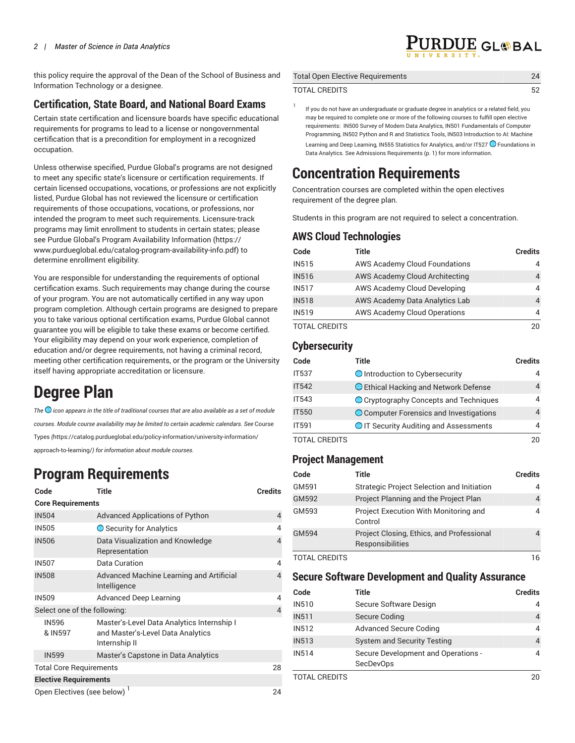this policy require the approval of the Dean of the School of Business and Information Technology or a designee.

## Certification, State Board, and National Board Exams

Certain state certification and licensure boards have specific educational requirements for programs to lead to a license or nongovernmental certification that is a precondition for employment in a recognized occupation.

Unless otherwise specified, Purdue Global's programs are not designed to meet any specific state's licensure or certification requirements. If certain licensed occupations, vocations, or professions are not explicitly listed, Purdue Global has not reviewed the licensure or certification requirements of those occupations, vocations, or professions, nor intended the program to meet such requirements. Licensure-track programs may limit enrollment to students in certain states; please see Purdue Global's Program Availability Information (https://www.purdueglobal.edu/catalog-program-availability-info.pdf) to determine enrollment eligibility.

You are responsible for understanding the requirements of optional certification exams. Such requirements may change during the course of your program. You are not automatically certified in any way upon program completion. Although certain programs are designed to prepare you to take various optional certification exams, Purdue Global cannot guarantee you will be eligible to take these exams or become certified. Your eligibility may depend on your work experience, completion of education and/or degree requirements, not having a criminal record, meeting other certification requirements, or the program or the University itself having appropriate accreditation or licensure.

# Degree Plan

*The 🌐 icon appears in the title of traditional courses that are also available as a set of module courses. Module course availability may be limited to certain academic calendars. See* Course Types (https://catalog.purdueglobal.edu/policy-information/university-information/approach-to-learning/) *for information about module courses.*

# Program Requirements

| Code | Title | Credits |
|---|---|---|
| **Core Requirements** | | |
| IN504 | Advanced Applications of Python | 4 |
| IN505 | 🌐 Security for Analytics | 4 |
| IN506 | Data Visualization and Knowledge Representation | 4 |
| IN507 | Data Curation | 4 |
| IN508 | Advanced Machine Learning and Artificial Intelligence | 4 |
| IN509 | Advanced Deep Learning | 4 |
| Select one of the following: | | 4 |
| IN596 & IN597 | Master's-Level Data Analytics Internship I and Master's-Level Data Analytics Internship II | |
| IN599 | Master's Capstone in Data Analytics | |
| Total Core Requirements | | 28 |
| **Elective Requirements** | | |
| Open Electives (see below) [1] | | 24 |
| Total Open Elective Requirements | | 24 |
| TOTAL CREDITS | | 52 |

[1] If you do not have an undergraduate or graduate degree in analytics or a related field, you may be required to complete one or more of the following courses to fulfill open elective requirements: IN500 Survey of Modern Data Analytics, IN501 Fundamentals of Computer Programming, IN502 Python and R and Statistics Tools, IN503 Introduction to AI: Machine Learning and Deep Learning, IN555 Statistics for Analytics, and/or IT527 🌐 Foundations in Data Analytics. See Admissions Requirements (p. 1) for more information.

# Concentration Requirements

Concentration courses are completed within the open electives requirement of the degree plan.

Students in this program are not required to select a concentration.

## AWS Cloud Technologies

| Code | Title | Credits |
|---|---|---|
| IN515 | AWS Academy Cloud Foundations | 4 |
| IN516 | AWS Academy Cloud Architecting | 4 |
| IN517 | AWS Academy Cloud Developing | 4 |
| IN518 | AWS Academy Data Analytics Lab | 4 |
| IN519 | AWS Academy Cloud Operations | 4 |
| TOTAL CREDITS | | 20 |

## Cybersecurity

| Code | Title | Credits |
|---|---|---|
| IT537 | 🌐 Introduction to Cybersecurity | 4 |
| IT542 | 🌐 Ethical Hacking and Network Defense | 4 |
| IT543 | 🌐 Cryptography Concepts and Techniques | 4 |
| IT550 | 🌐 Computer Forensics and Investigations | 4 |
| IT591 | 🌐 IT Security Auditing and Assessments | 4 |
| TOTAL CREDITS | | 20 |

## Project Management

| Code | Title | Credits |
|---|---|---|
| GM591 | Strategic Project Selection and Initiation | 4 |
| GM592 | Project Planning and the Project Plan | 4 |
| GM593 | Project Execution With Monitoring and Control | 4 |
| GM594 | Project Closing, Ethics, and Professional Responsibilities | 4 |
| TOTAL CREDITS | | 16 |

## Secure Software Development and Quality Assurance

| Code | Title | Credits |
|---|---|---|
| IN510 | Secure Software Design | 4 |
| IN511 | Secure Coding | 4 |
| IN512 | Advanced Secure Coding | 4 |
| IN513 | System and Security Testing | 4 |
| IN514 | Secure Development and Operations - SecDevOps | 4 |
| TOTAL CREDITS | | 20 |